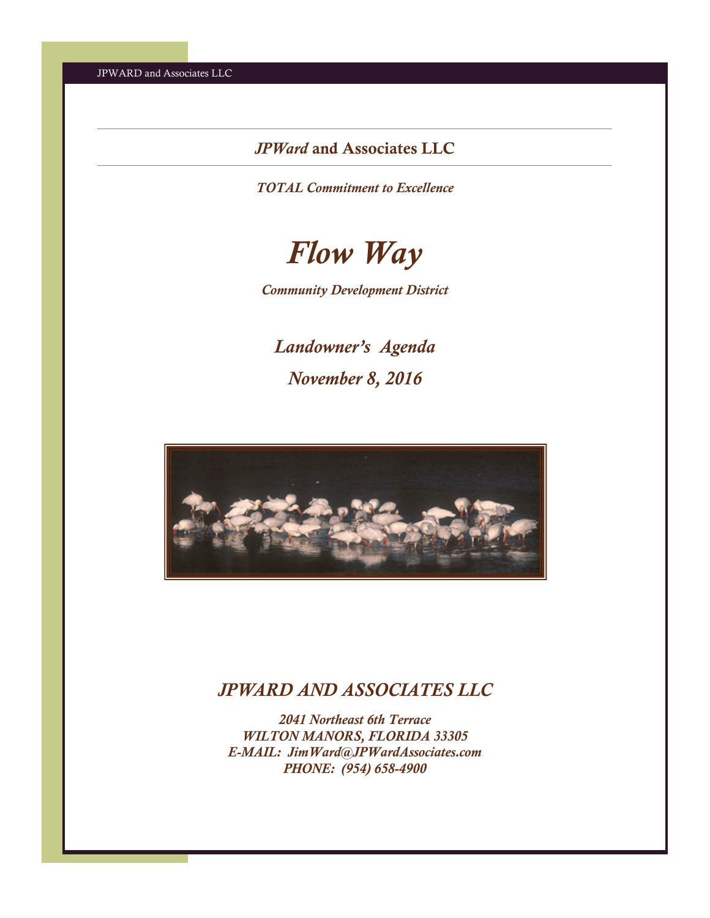*JPWard* **and Associates LLC**

***TOTAL Commitment to Excellence***

# *Flow Way*

***Community Development District***

## *Landowner's Agenda*

## *November 8, 2016*

## *JPWARD AND ASSOCIATES LLC*

***2041 Northeast 6th Terrace***
***WILTON MANORS, FLORIDA 33305***
***E-MAIL: JimWard@JPWardAssociates.com***
***PHONE: (954) 658-4900***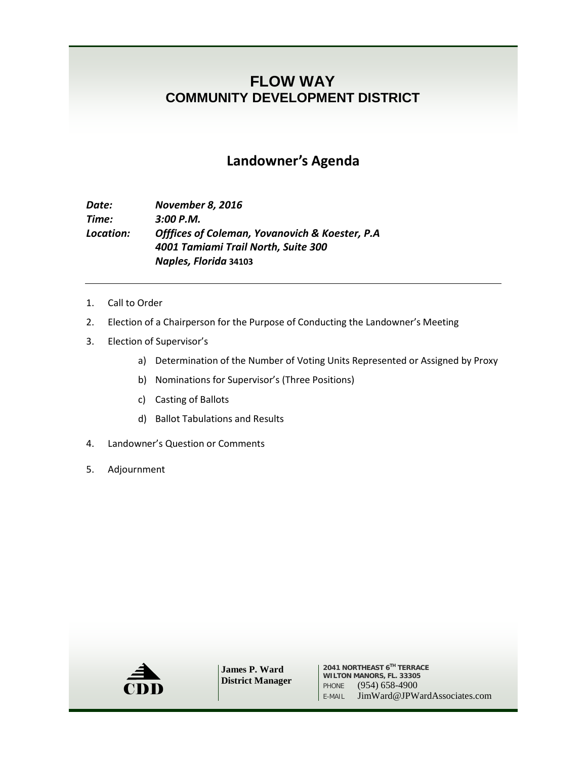# FLOW WAY
## COMMUNITY DEVELOPMENT DISTRICT

## Landowner's Agenda

***Date:*** ***November 8, 2016***
***Time:*** ***3:00 P.M.***
***Location:*** ***Offfices of Coleman, Yovanovich & Koester, P.A***
***4001 Tamiami Trail North, Suite 300***
***Naples, Florida* 34103**

---

1. Call to Order
2. Election of a Chairperson for the Purpose of Conducting the Landowner's Meeting
3. Election of Supervisor's
   a) Determination of the Number of Voting Units Represented or Assigned by Proxy
   b) Nominations for Supervisor's (Three Positions)
   c) Casting of Ballots
   d) Ballot Tabulations and Results
4. Landowner's Question or Comments
5. Adjournment

**James P. Ward**
**District Manager**

2041 NORTHEAST 6TH TERRACE
WILTON MANORS, FL. 33305
PHONE (954) 658-4900
E-MAIL JimWard@JPWardAssociates.com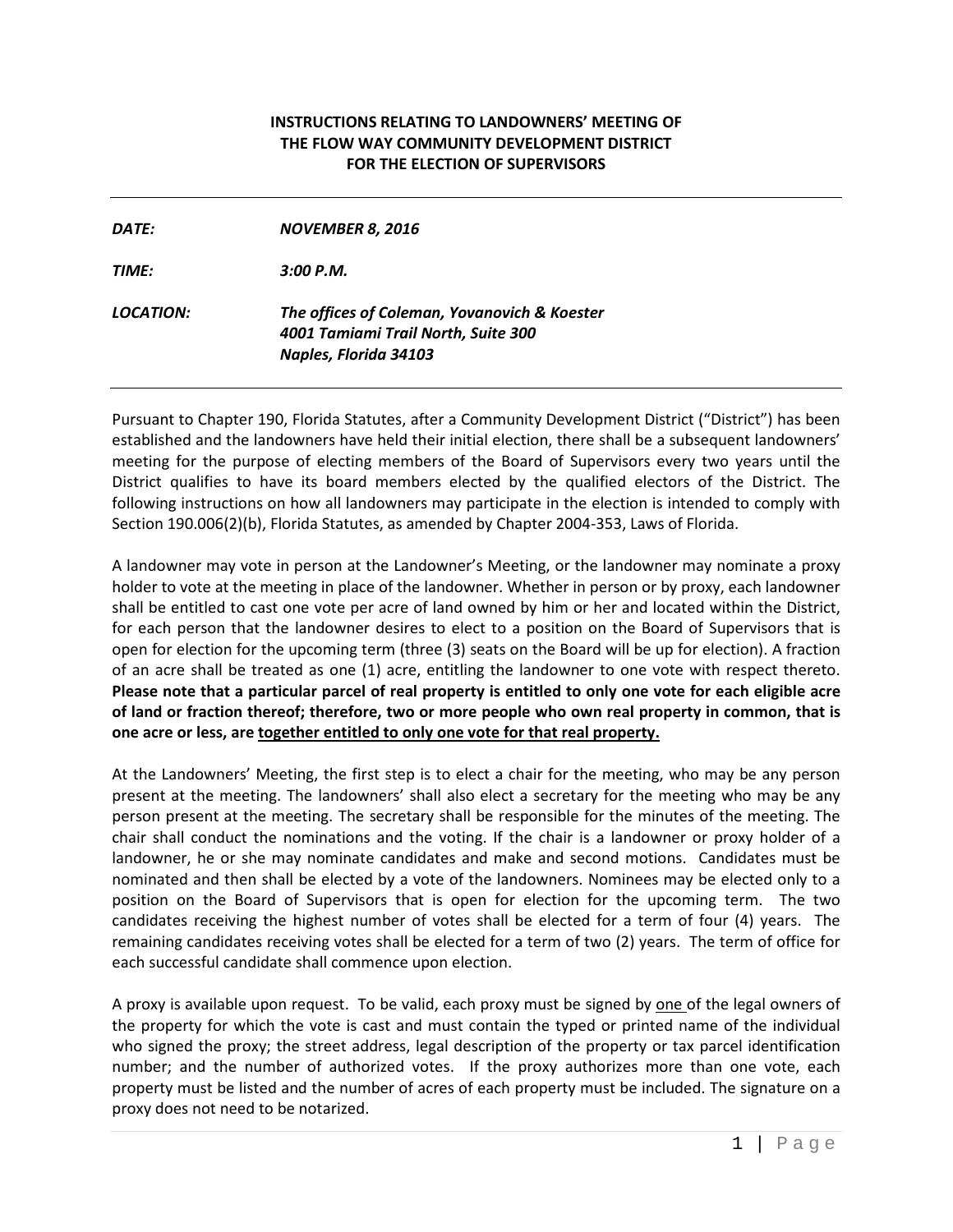**INSTRUCTIONS RELATING TO LANDOWNERS' MEETING OF THE FLOW WAY COMMUNITY DEVELOPMENT DISTRICT FOR THE ELECTION OF SUPERVISORS**

---

| | |
|---|---|
| ***DATE:*** | ***NOVEMBER 8, 2016*** |
| ***TIME:*** | ***3:00 P.M.*** |
| ***LOCATION:*** | ***The offices of Coleman, Yovanovich & Koester*** <br> ***4001 Tamiami Trail North, Suite 300*** <br> ***Naples, Florida 34103*** |

---

Pursuant to Chapter 190, Florida Statutes, after a Community Development District ("District") has been established and the landowners have held their initial election, there shall be a subsequent landowners' meeting for the purpose of electing members of the Board of Supervisors every two years until the District qualifies to have its board members elected by the qualified electors of the District. The following instructions on how all landowners may participate in the election is intended to comply with Section 190.006(2)(b), Florida Statutes, as amended by Chapter 2004-353, Laws of Florida.

A landowner may vote in person at the Landowner's Meeting, or the landowner may nominate a proxy holder to vote at the meeting in place of the landowner. Whether in person or by proxy, each landowner shall be entitled to cast one vote per acre of land owned by him or her and located within the District, for each person that the landowner desires to elect to a position on the Board of Supervisors that is open for election for the upcoming term (three (3) seats on the Board will be up for election). A fraction of an acre shall be treated as one (1) acre, entitling the landowner to one vote with respect thereto. **Please note that a particular parcel of real property is entitled to only one vote for each eligible acre of land or fraction thereof; therefore, two or more people who own real property in common, that is one acre or less, are <u>together entitled to only one vote for that real property.</u>**

At the Landowners' Meeting, the first step is to elect a chair for the meeting, who may be any person present at the meeting. The landowners' shall also elect a secretary for the meeting who may be any person present at the meeting. The secretary shall be responsible for the minutes of the meeting. The chair shall conduct the nominations and the voting. If the chair is a landowner or proxy holder of a landowner, he or she may nominate candidates and make and second motions. Candidates must be nominated and then shall be elected by a vote of the landowners. Nominees may be elected only to a position on the Board of Supervisors that is open for election for the upcoming term. The two candidates receiving the highest number of votes shall be elected for a term of four (4) years. The remaining candidates receiving votes shall be elected for a term of two (2) years. The term of office for each successful candidate shall commence upon election.

A proxy is available upon request. To be valid, each proxy must be signed by <u>one</u> of the legal owners of the property for which the vote is cast and must contain the typed or printed name of the individual who signed the proxy; the street address, legal description of the property or tax parcel identification number; and the number of authorized votes. If the proxy authorizes more than one vote, each property must be listed and the number of acres of each property must be included. The signature on a proxy does not need to be notarized.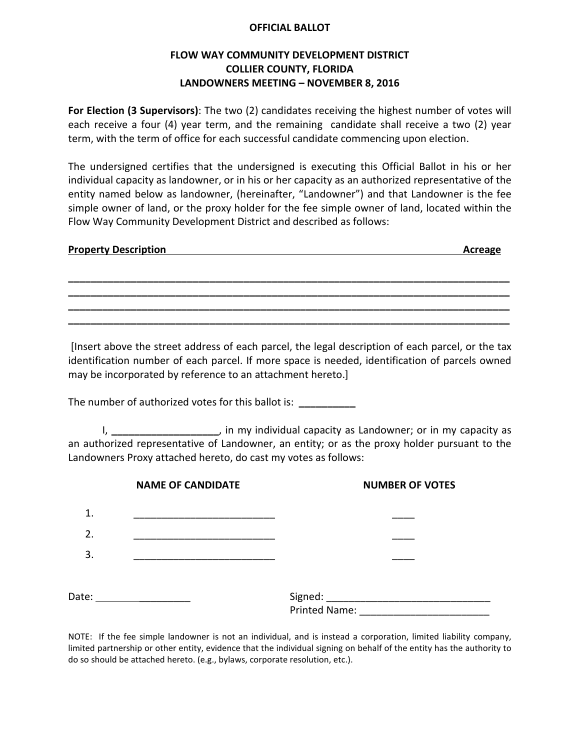**OFFICIAL BALLOT**

**FLOW WAY COMMUNITY DEVELOPMENT DISTRICT**
**COLLIER COUNTY, FLORIDA**
**LANDOWNERS MEETING – NOVEMBER 8, 2016**

**For Election (3 Supervisors)**: The two (2) candidates receiving the highest number of votes will each receive a four (4) year term, and the remaining candidate shall receive a two (2) year term, with the term of office for each successful candidate commencing upon election.

The undersigned certifies that the undersigned is executing this Official Ballot in his or her individual capacity as landowner, or in his or her capacity as an authorized representative of the entity named below as landowner, (hereinafter, "Landowner") and that Landowner is the fee simple owner of land, or the proxy holder for the fee simple owner of land, located within the Flow Way Community Development District and described as follows:

**Property Description** **Acreage**

___________________________________________________________________________
___________________________________________________________________________
___________________________________________________________________________
___________________________________________________________________________

[Insert above the street address of each parcel, the legal description of each parcel, or the tax identification number of each parcel. If more space is needed, identification of parcels owned may be incorporated by reference to an attachment hereto.]

The number of authorized votes for this ballot is: __________

I, ___________________, in my individual capacity as Landowner; or in my capacity as an authorized representative of Landowner, an entity; or as the proxy holder pursuant to the Landowners Proxy attached hereto, do cast my votes as follows:

| | NAME OF CANDIDATE | NUMBER OF VOTES |
|---|---|---|
| 1. | _________________________ | ____ |
| 2. | _________________________ | ____ |
| 3. | _________________________ | ____ |

Date: __________________

Signed: _____________________________
Printed Name: _______________________

NOTE: If the fee simple landowner is not an individual, and is instead a corporation, limited liability company, limited partnership or other entity, evidence that the individual signing on behalf of the entity has the authority to do so should be attached hereto. (e.g., bylaws, corporate resolution, etc.).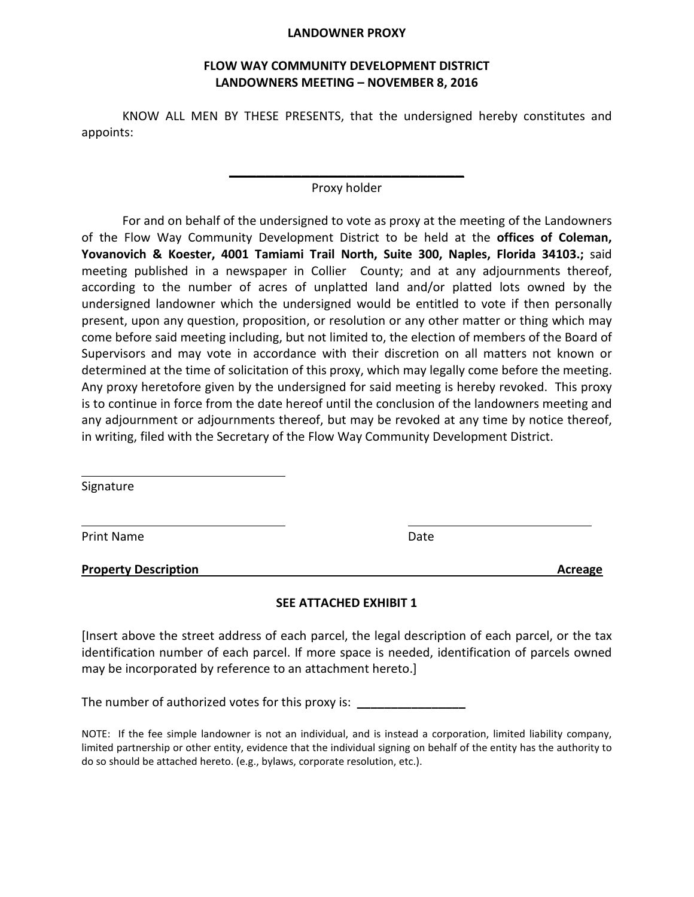**LANDOWNER PROXY**

**FLOW WAY COMMUNITY DEVELOPMENT DISTRICT**
**LANDOWNERS MEETING – NOVEMBER 8, 2016**

KNOW ALL MEN BY THESE PRESENTS, that the undersigned hereby constitutes and appoints:

\_\_\_\_\_\_\_\_\_\_\_\_\_\_\_\_\_\_\_\_\_\_\_\_\_\_\_\_\_\_\_\_
Proxy holder

For and on behalf of the undersigned to vote as proxy at the meeting of the Landowners of the Flow Way Community Development District to be held at the **offices of Coleman, Yovanovich & Koester, 4001 Tamiami Trail North, Suite 300, Naples, Florida 34103.;** said meeting published in a newspaper in Collier County; and at any adjournments thereof, according to the number of acres of unplatted land and/or platted lots owned by the undersigned landowner which the undersigned would be entitled to vote if then personally present, upon any question, proposition, or resolution or any other matter or thing which may come before said meeting including, but not limited to, the election of members of the Board of Supervisors and may vote in accordance with their discretion on all matters not known or determined at the time of solicitation of this proxy, which may legally come before the meeting. Any proxy heretofore given by the undersigned for said meeting is hereby revoked. This proxy is to continue in force from the date hereof until the conclusion of the landowners meeting and any adjournment or adjournments thereof, but may be revoked at any time by notice thereof, in writing, filed with the Secretary of the Flow Way Community Development District.

\_\_\_\_\_\_\_\_\_\_\_\_\_\_\_\_\_\_\_\_\_\_\_\_\_\_\_\_\_\_
Signature

\_\_\_\_\_\_\_\_\_\_\_\_\_\_\_\_\_\_\_\_\_\_\_\_\_\_\_\_\_\_ \_\_\_\_\_\_\_\_\_\_\_\_\_\_\_\_\_\_\_\_\_\_\_\_\_\_\_\_\_\_
Print Name Date

**Property Description** **Acreage**

**SEE ATTACHED EXHIBIT 1**

[Insert above the street address of each parcel, the legal description of each parcel, or the tax identification number of each parcel. If more space is needed, identification of parcels owned may be incorporated by reference to an attachment hereto.]

The number of authorized votes for this proxy is: \_\_\_\_\_\_\_\_\_\_\_\_\_\_\_\_

NOTE: If the fee simple landowner is not an individual, and is instead a corporation, limited liability company, limited partnership or other entity, evidence that the individual signing on behalf of the entity has the authority to do so should be attached hereto. (e.g., bylaws, corporate resolution, etc.).